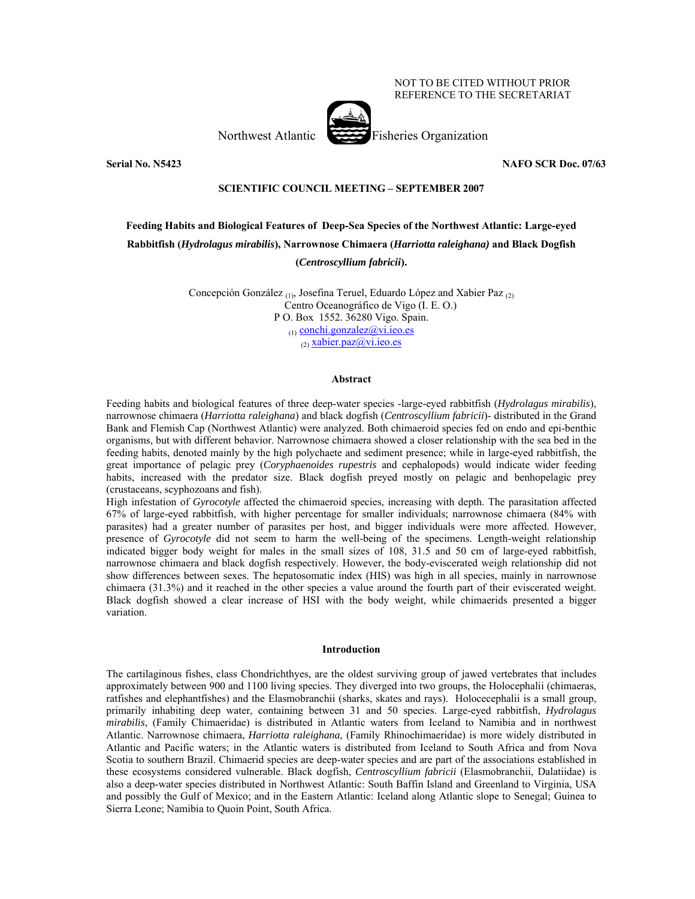NOT TO BE CITED WITHOUT PRIOR
REFERENCE TO THE SECRETARIAT

Northwest Atlantic Fisheries Organization

**Serial No. N5423** **NAFO SCR Doc. 07/63**

**SCIENTIFIC COUNCIL MEETING – SEPTEMBER 2007**

# Feeding Habits and Biological Features of Deep-Sea Species of the Northwest Atlantic: Large-eyed Rabbitfish (*Hydrolagus mirabilis*), Narrownose Chimaera (*Harriotta raleighana)* and Black Dogfish (*Centroscyllium fabricii*).

Concepción González [(1)], Josefina Teruel, Eduardo López and Xabier Paz [(2)]
Centro Oceanográfico de Vigo (I. E. O.)
P O. Box 1552. 36280 Vigo. Spain.
[(1)] conchi.gonzalez@vi.ieo.es
[(2)] xabier.paz@vi.ieo.es

## Abstract

Feeding habits and biological features of three deep-water species -large-eyed rabbitfish (*Hydrolagus mirabilis*), narrownose chimaera (*Harriotta raleighana*) and black dogfish (*Centroscyllium fabricii*)- distributed in the Grand Bank and Flemish Cap (Northwest Atlantic) were analyzed. Both chimaeroid species fed on endo and epi-benthic organisms, but with different behavior. Narrownose chimaera showed a closer relationship with the sea bed in the feeding habits, denoted mainly by the high polychaete and sediment presence; while in large-eyed rabbitfish, the great importance of pelagic prey (*Coryphaenoides rupestris* and cephalopods) would indicate wider feeding habits, increased with the predator size. Black dogfish preyed mostly on pelagic and benhopelagic prey (crustaceans, scyphozoans and fish).

High infestation of *Gyrocotyle* affected the chimaeroid species, increasing with depth. The parasitation affected 67% of large-eyed rabbitfish, with higher percentage for smaller individuals; narrownose chimaera (84% with parasites) had a greater number of parasites per host, and bigger individuals were more affected. However, presence of *Gyrocotyle* did not seem to harm the well-being of the specimens. Length-weight relationship indicated bigger body weight for males in the small sizes of 108, 31.5 and 50 cm of large-eyed rabbitfish, narrownose chimaera and black dogfish respectively. However, the body-eviscerated weigh relationship did not show differences between sexes. The hepatosomatic index (HIS) was high in all species, mainly in narrownose chimaera (31.3%) and it reached in the other species a value around the fourth part of their eviscerated weight. Black dogfish showed a clear increase of HSI with the body weight, while chimaerids presented a bigger variation.

## Introduction

The cartilaginous fishes, class Chondrichthyes, are the oldest surviving group of jawed vertebrates that includes approximately between 900 and 1100 living species. They diverged into two groups, the Holocephalii (chimaeras, ratfishes and elephantfishes) and the Elasmobranchii (sharks, skates and rays). Holocecephalii is a small group, primarily inhabiting deep water, containing between 31 and 50 species. Large-eyed rabbitfish, *Hydrolagus mirabilis*, (Family Chimaeridae) is distributed in Atlantic waters from Iceland to Namibia and in northwest Atlantic. Narrownose chimaera, *Harriotta raleighana,* (Family Rhinochimaeridae) is more widely distributed in Atlantic and Pacific waters; in the Atlantic waters is distributed from Iceland to South Africa and from Nova Scotia to southern Brazil. Chimaerid species are deep-water species and are part of the associations established in these ecosystems considered vulnerable. Black dogfish, *Centroscyllium fabricii* (Elasmobranchii, Dalatiidae) is also a deep-water species distributed in Northwest Atlantic: South Baffin Island and Greenland to Virginia, USA and possibly the Gulf of Mexico; and in the Eastern Atlantic: Iceland along Atlantic slope to Senegal; Guinea to Sierra Leone; Namibia to Quoin Point, South Africa.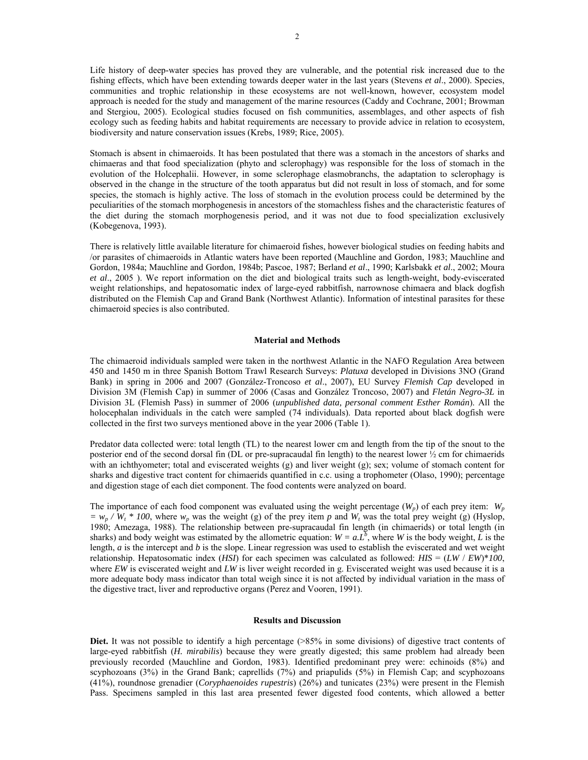Life history of deep-water species has proved they are vulnerable, and the potential risk increased due to the fishing effects, which have been extending towards deeper water in the last years (Stevens *et al*., 2000). Species, communities and trophic relationship in these ecosystems are not well-known, however, ecosystem model approach is needed for the study and management of the marine resources (Caddy and Cochrane, 2001; Browman and Stergiou, 2005). Ecological studies focused on fish communities, assemblages, and other aspects of fish ecology such as feeding habits and habitat requirements are necessary to provide advice in relation to ecosystem, biodiversity and nature conservation issues (Krebs, 1989; Rice, 2005).

Stomach is absent in chimaeroids. It has been postulated that there was a stomach in the ancestors of sharks and chimaeras and that food specialization (phyto and sclerophagy) was responsible for the loss of stomach in the evolution of the Holcephalii. However, in some sclerophage elasmobranchs, the adaptation to sclerophagy is observed in the change in the structure of the tooth apparatus but did not result in loss of stomach, and for some species, the stomach is highly active. The loss of stomach in the evolution process could be determined by the peculiarities of the stomach morphogenesis in ancestors of the stomachless fishes and the characteristic features of the diet during the stomach morphogenesis period, and it was not due to food specialization exclusively (Kobegenova, 1993).

There is relatively little available literature for chimaeroid fishes, however biological studies on feeding habits and /or parasites of chimaeroids in Atlantic waters have been reported (Mauchline and Gordon, 1983; Mauchline and Gordon, 1984a; Mauchline and Gordon, 1984b; Pascoe, 1987; Berland *et al*., 1990; Karlsbakk *et al*., 2002; Moura *et al*., 2005 ). We report information on the diet and biological traits such as length-weight, body-eviscerated weight relationships, and hepatosomatic index of large-eyed rabbitfish, narrownose chimaera and black dogfish distributed on the Flemish Cap and Grand Bank (Northwest Atlantic). Information of intestinal parasites for these chimaeroid species is also contributed.

## Material and Methods

The chimaeroid individuals sampled were taken in the northwest Atlantic in the NAFO Regulation Area between 450 and 1450 m in three Spanish Bottom Trawl Research Surveys: *Platuxa* developed in Divisions 3NO (Grand Bank) in spring in 2006 and 2007 (González-Troncoso *et al*., 2007), EU Survey *Flemish Cap* developed in Division 3M (Flemish Cap) in summer of 2006 (Casas and González Troncoso, 2007) and *Fletán Negro-3L* in Division 3L (Flemish Pass) in summer of 2006 (*unpublished data, personal comment Esther Román*). All the holocephalan individuals in the catch were sampled (74 individuals). Data reported about black dogfish were collected in the first two surveys mentioned above in the year 2006 (Table 1).

Predator data collected were: total length (TL) to the nearest lower cm and length from the tip of the snout to the posterior end of the second dorsal fin (DL or pre-supracaudal fin length) to the nearest lower ½ cm for chimaerids with an ichthyometer; total and eviscerated weights (g) and liver weight (g); sex; volume of stomach content for sharks and digestive tract content for chimaerids quantified in c.c. using a trophometer (Olaso, 1990); percentage and digestion stage of each diet component. The food contents were analyzed on board.

The importance of each food component was evaluated using the weight percentage ($W_p$) of each prey item: $W_p = w_p / W_t * 100$, where $w_p$ was the weight (g) of the prey item $p$ and $W_t$ was the total prey weight (g) (Hyslop, 1980; Amezaga, 1988). The relationship between pre-supracaudal fin length (in chimaerids) or total length (in sharks) and body weight was estimated by the allometric equation: $W = a.L^b$, where $W$ is the body weight, $L$ is the length, $a$ is the intercept and $b$ is the slope. Linear regression was used to establish the eviscerated and wet weight relationship. Hepatosomatic index (*HSI*) for each specimen was calculated as followed: $HIS = (LW / EW)*100$, where $EW$ is eviscerated weight and $LW$ is liver weight recorded in g. Eviscerated weight was used because it is a more adequate body mass indicator than total weigh since it is not affected by individual variation in the mass of the digestive tract, liver and reproductive organs (Perez and Vooren, 1991).

## Results and Discussion

**Diet.** It was not possible to identify a high percentage (>85% in some divisions) of digestive tract contents of large-eyed rabbitfish (*H. mirabilis*) because they were greatly digested; this same problem had already been previously recorded (Mauchline and Gordon, 1983). Identified predominant prey were: echinoids (8%) and scyphozoans (3%) in the Grand Bank; caprellids (7%) and priapulids (5%) in Flemish Cap; and scyphozoans (41%), roundnose grenadier (*Coryphaenoides rupestris*) (26%) and tunicates (23%) were present in the Flemish Pass. Specimens sampled in this last area presented fewer digested food contents, which allowed a better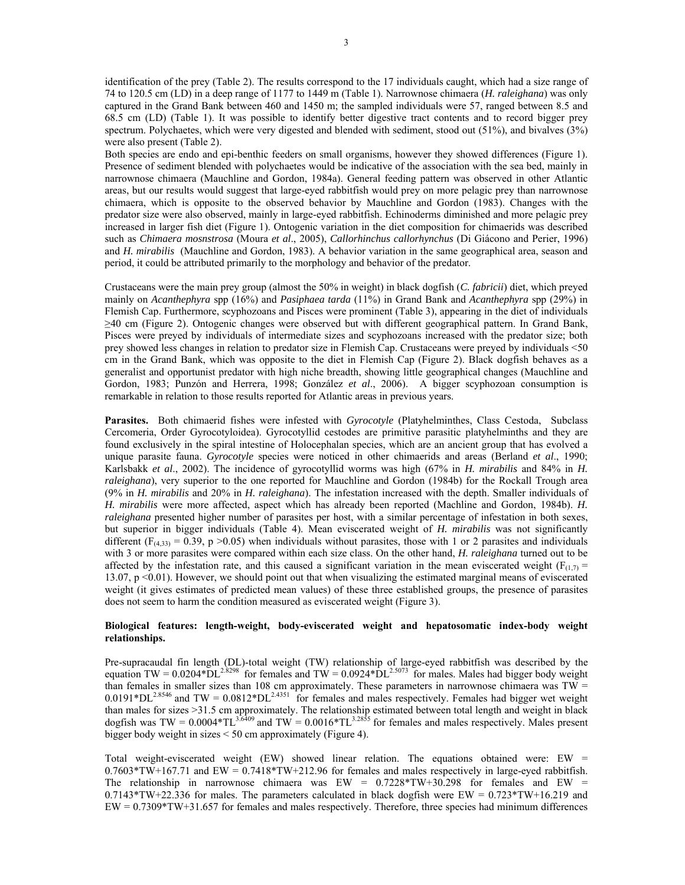identification of the prey (Table 2). The results correspond to the 17 individuals caught, which had a size range of 74 to 120.5 cm (LD) in a deep range of 1177 to 1449 m (Table 1). Narrownose chimaera (*H. raleighana*) was only captured in the Grand Bank between 460 and 1450 m; the sampled individuals were 57, ranged between 8.5 and 68.5 cm (LD) (Table 1). It was possible to identify better digestive tract contents and to record bigger prey spectrum. Polychaetes, which were very digested and blended with sediment, stood out (51%), and bivalves (3%) were also present (Table 2).

Both species are endo and epi-benthic feeders on small organisms, however they showed differences (Figure 1). Presence of sediment blended with polychaetes would be indicative of the association with the sea bed, mainly in narrownose chimaera (Mauchline and Gordon, 1984a). General feeding pattern was observed in other Atlantic areas, but our results would suggest that large-eyed rabbitfish would prey on more pelagic prey than narrownose chimaera, which is opposite to the observed behavior by Mauchline and Gordon (1983). Changes with the predator size were also observed, mainly in large-eyed rabbitfish. Echinoderms diminished and more pelagic prey increased in larger fish diet (Figure 1). Ontogenic variation in the diet composition for chimaerids was described such as *Chimaera mosnstrosa* (Moura *et al*., 2005), *Callorhinchus callorhynchus* (Di Giácono and Perier, 1996) and *H. mirabilis* (Mauchline and Gordon, 1983). A behavior variation in the same geographical area, season and period, it could be attributed primarily to the morphology and behavior of the predator.

Crustaceans were the main prey group (almost the 50% in weight) in black dogfish (*C. fabricii*) diet, which preyed mainly on *Acanthephyra* spp (16%) and *Pasiphaea tarda* (11%) in Grand Bank and *Acanthephyra* spp (29%) in Flemish Cap. Furthermore, scyphozoans and Pisces were prominent (Table 3), appearing in the diet of individuals ≥40 cm (Figure 2). Ontogenic changes were observed but with different geographical pattern. In Grand Bank, Pisces were preyed by individuals of intermediate sizes and scyphozoans increased with the predator size; both prey showed less changes in relation to predator size in Flemish Cap. Crustaceans were preyed by individuals <50 cm in the Grand Bank, which was opposite to the diet in Flemish Cap (Figure 2). Black dogfish behaves as a generalist and opportunist predator with high niche breadth, showing little geographical changes (Mauchline and Gordon, 1983; Punzón and Herrera, 1998; González *et al*., 2006). A bigger scyphozoan consumption is remarkable in relation to those results reported for Atlantic areas in previous years.

**Parasites.** Both chimaerid fishes were infested with *Gyrocotyle* (Platyhelminthes, Class Cestoda, Subclass Cercomeria, Order Gyrocotyloidea). Gyrocotyllid cestodes are primitive parasitic platyhelminths and they are found exclusively in the spiral intestine of Holocephalan species, which are an ancient group that has evolved a unique parasite fauna. *Gyrocotyle* species were noticed in other chimaerids and areas (Berland *et al*., 1990; Karlsbakk *et al*., 2002). The incidence of gyrocotyllid worms was high (67% in *H. mirabilis* and 84% in *H. raleighana*), very superior to the one reported for Mauchline and Gordon (1984b) for the Rockall Trough area (9% in *H. mirabilis* and 20% in *H. raleighana*). The infestation increased with the depth. Smaller individuals of *H. mirabilis* were more affected, aspect which has already been reported (Machline and Gordon, 1984b). *H. raleighana* presented higher number of parasites per host, with a similar percentage of infestation in both sexes, but superior in bigger individuals (Table 4). Mean eviscerated weight of *H. mirabilis* was not significantly different ($F_{(4,33)} = 0.39$, $p > 0.05$) when individuals without parasites, those with 1 or 2 parasites and individuals with 3 or more parasites were compared within each size class. On the other hand, *H. raleighana* turned out to be affected by the infestation rate, and this caused a significant variation in the mean eviscerated weight ($F_{(1,7)} = 13.07$, $p < 0.01$). However, we should point out that when visualizing the estimated marginal means of eviscerated weight (it gives estimates of predicted mean values) of these three established groups, the presence of parasites does not seem to harm the condition measured as eviscerated weight (Figure 3).

**Biological features: length-weight, body-eviscerated weight and hepatosomatic index-body weight relationships.**

Pre-supracaudal fin length (DL)-total weight (TW) relationship of large-eyed rabbitfish was described by the equation $TW = 0.0204*DL^{2.8298}$ for females and $TW = 0.0924*DL^{2.5073}$ for males. Males had bigger body weight than females in smaller sizes than 108 cm approximately. These parameters in narrownose chimaera was $TW = 0.0191*DL^{2.8546}$ and $TW = 0.0812*DL^{2.4351}$ for females and males respectively. Females had bigger wet weight than males for sizes >31.5 cm approximately. The relationship estimated between total length and weight in black dogfish was $TW = 0.0004*TL^{3.6409}$ and $TW = 0.0016*TL^{3.2855}$ for females and males respectively. Males present bigger body weight in sizes < 50 cm approximately (Figure 4).

Total weight-eviscerated weight (EW) showed linear relation. The equations obtained were: $EW = 0.7603*TW+167.71$ and $EW = 0.7418*TW+212.96$ for females and males respectively in large-eyed rabbitfish. The relationship in narrownose chimaera was $EW = 0.7228*TW+30.298$ for females and $EW = 0.7143*TW+22.336$ for males. The parameters calculated in black dogfish were $EW = 0.723*TW+16.219$ and $EW = 0.7309*TW+31.657$ for females and males respectively. Therefore, three species had minimum differences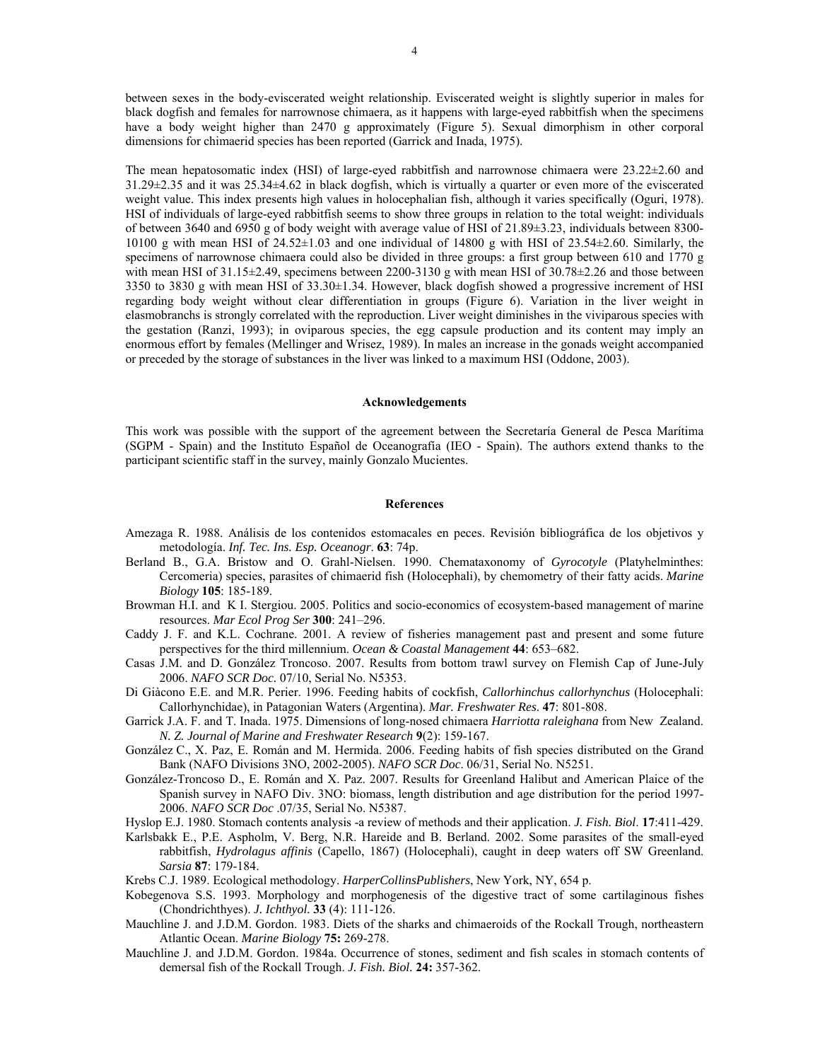between sexes in the body-eviscerated weight relationship. Eviscerated weight is slightly superior in males for black dogfish and females for narrownose chimaera, as it happens with large-eyed rabbitfish when the specimens have a body weight higher than 2470 g approximately (Figure 5). Sexual dimorphism in other corporal dimensions for chimaerid species has been reported (Garrick and Inada, 1975).

The mean hepatosomatic index (HSI) of large-eyed rabbitfish and narrownose chimaera were 23.22±2.60 and 31.29±2.35 and it was 25.34±4.62 in black dogfish, which is virtually a quarter or even more of the eviscerated weight value. This index presents high values in holocephalian fish, although it varies specifically (Oguri, 1978). HSI of individuals of large-eyed rabbitfish seems to show three groups in relation to the total weight: individuals of between 3640 and 6950 g of body weight with average value of HSI of 21.89±3.23, individuals between 8300-10100 g with mean HSI of 24.52±1.03 and one individual of 14800 g with HSI of 23.54±2.60. Similarly, the specimens of narrownose chimaera could also be divided in three groups: a first group between 610 and 1770 g with mean HSI of 31.15±2.49, specimens between 2200-3130 g with mean HSI of 30.78±2.26 and those between 3350 to 3830 g with mean HSI of 33.30±1.34. However, black dogfish showed a progressive increment of HSI regarding body weight without clear differentiation in groups (Figure 6). Variation in the liver weight in elasmobranchs is strongly correlated with the reproduction. Liver weight diminishes in the viviparous species with the gestation (Ranzi, 1993); in oviparous species, the egg capsule production and its content may imply an enormous effort by females (Mellinger and Wrisez, 1989). In males an increase in the gonads weight accompanied or preceded by the storage of substances in the liver was linked to a maximum HSI (Oddone, 2003).

## Acknowledgements

This work was possible with the support of the agreement between the Secretaría General de Pesca Marítima (SGPM - Spain) and the Instituto Español de Oceanografía (IEO - Spain). The authors extend thanks to the participant scientific staff in the survey, mainly Gonzalo Mucientes.

## References

Amezaga R. 1988. Análisis de los contenidos estomacales en peces. Revisión bibliográfica de los objetivos y metodología. *Inf. Tec. Ins. Esp. Oceanogr*. **63**: 74p.

Berland B., G.A. Bristow and O. Grahl-Nielsen. 1990. Chemataxonomy of *Gyrocotyle* (Platyhelminthes: Cercomeria) species, parasites of chimaerid fish (Holocephali), by chemometry of their fatty acids. *Marine Biology* **105**: 185-189.

Browman H.I. and K I. Stergiou. 2005. Politics and socio-economics of ecosystem-based management of marine resources. *Mar Ecol Prog Ser* **300**: 241–296.

Caddy J. F. and K.L. Cochrane. 2001. A review of fisheries management past and present and some future perspectives for the third millennium. *Ocean & Coastal Management* **44**: 653–682.

Casas J.M. and D. González Troncoso. 2007. Results from bottom trawl survey on Flemish Cap of June-July 2006. *NAFO SCR Doc.* 07/10, Serial No. N5353.

Di Giàcono E.E. and M.R. Perier. 1996. Feeding habits of cockfish, *Callorhinchus callorhynchus* (Holocephali: Callorhynchidae), in Patagonian Waters (Argentina). *Mar. Freshwater Res*. **47**: 801-808.

Garrick J.A. F. and T. Inada. 1975. Dimensions of long-nosed chimaera *Harriotta raleighana* from New Zealand. *N. Z. Journal of Marine and Freshwater Research* **9**(2): 159-167.

González C., X. Paz, E. Román and M. Hermida. 2006. Feeding habits of fish species distributed on the Grand Bank (NAFO Divisions 3NO, 2002-2005). *NAFO SCR Doc*. 06/31, Serial No. N5251.

González-Troncoso D., E. Román and X. Paz. 2007. Results for Greenland Halibut and American Plaice of the Spanish survey in NAFO Div. 3NO: biomass, length distribution and age distribution for the period 1997-2006. *NAFO SCR Doc* .07/35, Serial No. N5387.

Hyslop E.J. 1980. Stomach contents analysis -a review of methods and their application. *J. Fish. Biol*. **17**:411-429.

Karlsbakk E., P.E. Aspholm, V. Berg, N.R. Hareide and B. Berland. 2002. Some parasites of the small-eyed rabbitfish, *Hydrolagus affinis* (Capello, 1867) (Holocephali), caught in deep waters off SW Greenland. *Sarsia* **87**: 179-184.

Krebs C.J. 1989. Ecological methodology. *HarperCollinsPublishers*, New York, NY, 654 p.

Kobegenova S.S. 1993. Morphology and morphogenesis of the digestive tract of some cartilaginous fishes (Chondrichthyes). *J. Ichthyol.* **33** (4): 111-126.

Mauchline J. and J.D.M. Gordon. 1983. Diets of the sharks and chimaeroids of the Rockall Trough, northeastern Atlantic Ocean. *Marine Biology* **75:** 269-278.

Mauchline J. and J.D.M. Gordon. 1984a. Occurrence of stones, sediment and fish scales in stomach contents of demersal fish of the Rockall Trough. *J. Fish. Biol*. **24:** 357-362.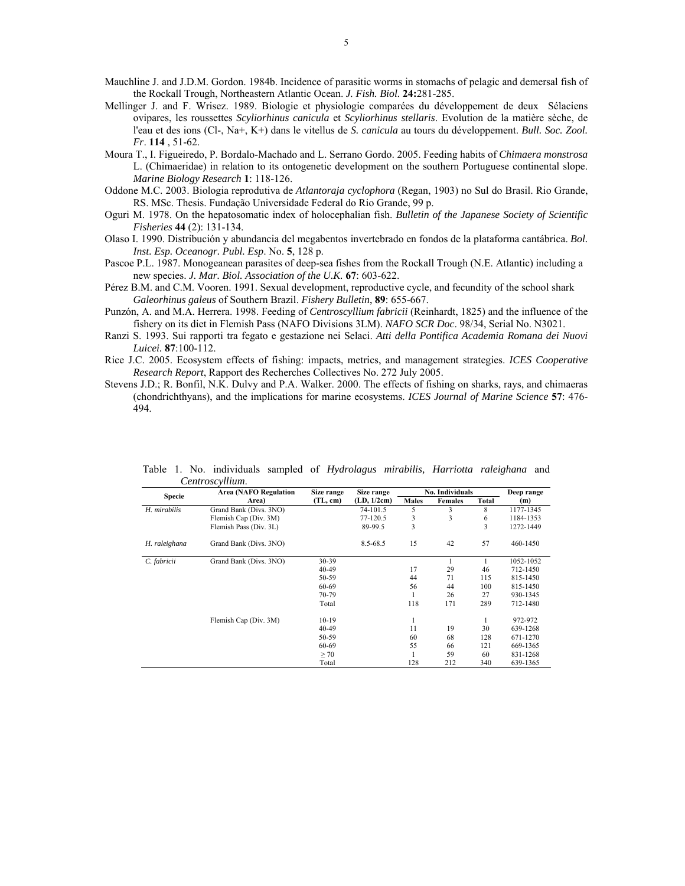Mauchline J. and J.D.M. Gordon. 1984b. Incidence of parasitic worms in stomachs of pelagic and demersal fish of the Rockall Trough, Northeastern Atlantic Ocean. *J. Fish. Biol.* **24:**281-285.

Mellinger J. and F. Wrisez. 1989. Biologie et physiologie comparées du développement de deux Sélaciens ovipares, les roussettes *Scyliorhinus canicula* et *Scyliorhinus stellaris*. Evolution de la matière sèche, de l'eau et des ions (Cl-, Na+, K+) dans le vitellus de *S. canicula* au tours du développement. *Bull. Soc. Zool. Fr*. **114** , 51-62.

Moura T., I. Figueiredo, P. Bordalo-Machado and L. Serrano Gordo. 2005. Feeding habits of *Chimaera monstrosa* L. (Chimaeridae) in relation to its ontogenetic development on the southern Portuguese continental slope. *Marine Biology Research* **1**: 118-126.

Oddone M.C. 2003. Biologia reprodutiva de *Atlantoraja cyclophora* (Regan, 1903) no Sul do Brasil. Rio Grande, RS. MSc. Thesis. Fundação Universidade Federal do Rio Grande, 99 p.

Oguri M. 1978. On the hepatosomatic index of holocephalian fish. *Bulletin of the Japanese Society of Scientific Fisheries* **44** (2): 131-134.

Olaso I. 1990. Distribución y abundancia del megabentos invertebrado en fondos de la plataforma cantábrica. *Bol. Inst. Esp. Oceanogr. Publ. Esp*. No. **5**, 128 p.

Pascoe P.L. 1987. Monogeanean parasites of deep-sea fishes from the Rockall Trough (N.E. Atlantic) including a new species. *J. Mar. Biol. Association of the U.K.* **67**: 603-622.

Pérez B.M. and C.M. Vooren. 1991. Sexual development, reproductive cycle, and fecundity of the school shark *Galeorhinus galeus* of Southern Brazil. *Fishery Bulletin*, **89**: 655-667.

Punzón, A. and M.A. Herrera. 1998. Feeding of *Centroscyllium fabricii* (Reinhardt, 1825) and the influence of the fishery on its diet in Flemish Pass (NAFO Divisions 3LM). *NAFO SCR Doc*. 98/34, Serial No. N3021.

Ranzi S. 1993. Sui rapporti tra fegato e gestazione nei Selaci. *Atti della Pontifica Academia Romana dei Nuovi Luicei.* **87**:100-112.

Rice J.C. 2005. Ecosystem effects of fishing: impacts, metrics, and management strategies. *ICES Cooperative Research Report*, Rapport des Recherches Collectives No. 272 July 2005.

Stevens J.D.; R. Bonfil, N.K. Dulvy and P.A. Walker. 2000. The effects of fishing on sharks, rays, and chimaeras (chondrichthyans), and the implications for marine ecosystems. *ICES Journal of Marine Science* **57**: 476-494.

Table 1. No. individuals sampled of *Hydrolagus mirabilis, Harriotta raleighana* and *Centroscyllium*.

| Specie | Area (NAFO Regulation Area) | Size range (TL, cm) | Size range (LD, 1/2cm) | No. Individuals | | | Deep range (m) |
|---|---|---|---|---|---|---|---|
| | | | | Males | Females | Total | |
| *H. mirabilis* | Grand Bank (Divs. 3NO) | | 74-101.5 | 5 | 3 | 8 | 1177-1345 |
| | Flemish Cap (Div. 3M) | | 77-120.5 | 3 | 3 | 6 | 1184-1353 |
| | Flemish Pass (Div. 3L) | | 89-99.5 | 3 | | 3 | 1272-1449 |
| *H. raleighana* | Grand Bank (Divs. 3NO) | | 8.5-68.5 | 15 | 42 | 57 | 460-1450 |
| *C. fabricii* | Grand Bank (Divs. 3NO) | 30-39 | | | 1 | 1 | 1052-1052 |
| | | 40-49 | | 17 | 29 | 46 | 712-1450 |
| | | 50-59 | | 44 | 71 | 115 | 815-1450 |
| | | 60-69 | | 56 | 44 | 100 | 815-1450 |
| | | 70-79 | | 1 | 26 | 27 | 930-1345 |
| | | Total | | 118 | 171 | 289 | 712-1480 |
| | Flemish Cap (Div. 3M) | 10-19 | | 1 | | 1 | 972-972 |
| | | 40-49 | | 11 | 19 | 30 | 639-1268 |
| | | 50-59 | | 60 | 68 | 128 | 671-1270 |
| | | 60-69 | | 55 | 66 | 121 | 669-1365 |
| | | ≥ 70 | | 1 | 59 | 60 | 831-1268 |
| | | Total | | 128 | 212 | 340 | 639-1365 |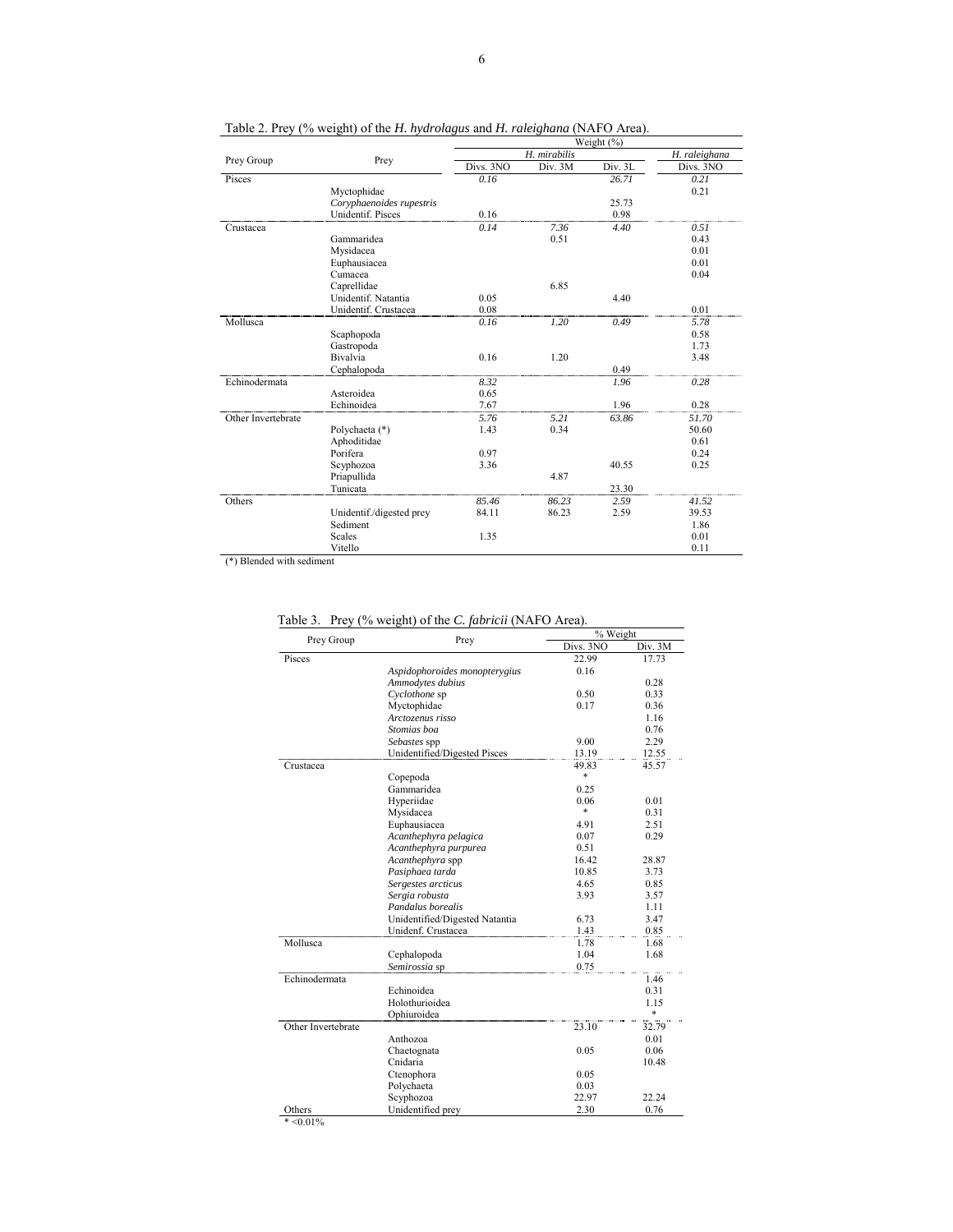Table 2. Prey (% weight) of the *H. hydrolagus* and *H. raleighana* (NAFO Area).

| Prey Group | Prey | Weight (%) | | | |
|---|---|---|---|---|---|
| | | *H. mirabilis* | | | *H. raleighana* |
| | | Divs. 3NO | Div. 3M | Div. 3L | Divs. 3NO |
| Pisces | | *0.16* | | *26.71* | *0.21* |
| | Myctophidae | | | | 0.21 |
| | *Coryphaenoides rupestris* | | | 25.73 | |
| | Unidentif. Pisces | 0.16 | | 0.98 | |
| Crustacea | | *0.14* | *7.36* | *4.40* | *0.51* |
| | Gammaridea | | 0.51 | | 0.43 |
| | Mysidacea | | | | 0.01 |
| | Euphausiacea | | | | 0.01 |
| | Cumacea | | | | 0.04 |
| | Caprellidae | | 6.85 | | |
| | Unidentif. Natantia | 0.05 | | 4.40 | |
| | Unidentif. Crustacea | 0.08 | | | 0.01 |
| Mollusca | | *0.16* | *1.20* | *0.49* | *5.78* |
| | Scaphopoda | | | | 0.58 |
| | Gastropoda | | | | 1.73 |
| | Bivalvia | 0.16 | 1.20 | | 3.48 |
| | Cephalopoda | | | 0.49 | |
| Echinodermata | | *8.32* | | *1.96* | *0.28* |
| | Asteroidea | 0.65 | | | |
| | Echinoidea | 7.67 | | 1.96 | 0.28 |
| Other Invertebrate | | *5.76* | *5.21* | *63.86* | *51.70* |
| | Polychaeta (*) | 1.43 | 0.34 | | 50.60 |
| | Aphoditidae | | | | 0.61 |
| | Porifera | 0.97 | | | 0.24 |
| | Scyphozoa | 3.36 | | 40.55 | 0.25 |
| | Priapullida | | 4.87 | | |
| | Tunicata | | | 23.30 | |
| Others | | *85.46* | *86.23* | *2.59* | *41.52* |
| | Unidentif./digested prey | 84.11 | 86.23 | 2.59 | 39.53 |
| | Sediment | | | | 1.86 |
| | Scales | 1.35 | | | 0.01 |
| | Vitello | | | | 0.11 |

(*) Blended with sediment

Table 3. Prey (% weight) of the *C. fabricii* (NAFO Area).

| Prey Group | Prey | % Weight | |
|---|---|---|---|
| | | Divs. 3NO | Div. 3M |
| Pisces | | 22.99 | 17.73 |
| | *Aspidophoroides monopterygius* | 0.16 | |
| | *Ammodytes dubius* | | 0.28 |
| | *Cyclothone* sp | 0.50 | 0.33 |
| | Myctophidae | 0.17 | 0.36 |
| | *Arctozenus risso* | | 1.16 |
| | *Stomias boa* | | 0.76 |
| | *Sebastes* spp | 9.00 | 2.29 |
| | Unidentified/Digested Pisces | 13.19 | 12.55 |
| Crustacea | | 49.83 | 45.57 |
| | Copepoda | * | |
| | Gammaridea | 0.25 | |
| | Hyperiidae | 0.06 | 0.01 |
| | Mysidacea | * | 0.31 |
| | Euphausiacea | 4.91 | 2.51 |
| | *Acanthephyra pelagica* | 0.07 | 0.29 |
| | *Acanthephyra purpurea* | 0.51 | |
| | *Acanthephyra* spp | 16.42 | 28.87 |
| | *Pasiphaea tarda* | 10.85 | 3.73 |
| | *Sergestes arcticus* | 4.65 | 0.85 |
| | *Sergia robusta* | 3.93 | 3.57 |
| | *Pandalus borealis* | | 1.11 |
| | Unidentified/Digested Natantia | 6.73 | 3.47 |
| | Unidenf. Crustacea | 1.43 | 0.85 |
| Mollusca | | 1.78 | 1.68 |
| | Cephalopoda | 1.04 | 1.68 |
| | *Semirossia* sp | 0.75 | |
| Echinodermata | | | 1.46 |
| | Echinoidea | | 0.31 |
| | Holothurioidea | | 1.15 |
| | Ophiuroidea | | * |
| Other Invertebrate | | 23.10 | 32.79 |
| | Anthozoa | | 0.01 |
| | Chaetognata | 0.05 | 0.06 |
| | Cnidaria | | 10.48 |
| | Ctenophora | 0.05 | |
| | Polychaeta | 0.03 | |
| | Scyphozoa | 22.97 | 22.24 |
| Others | Unidentified prey | 2.30 | 0.76 |

* <0.01%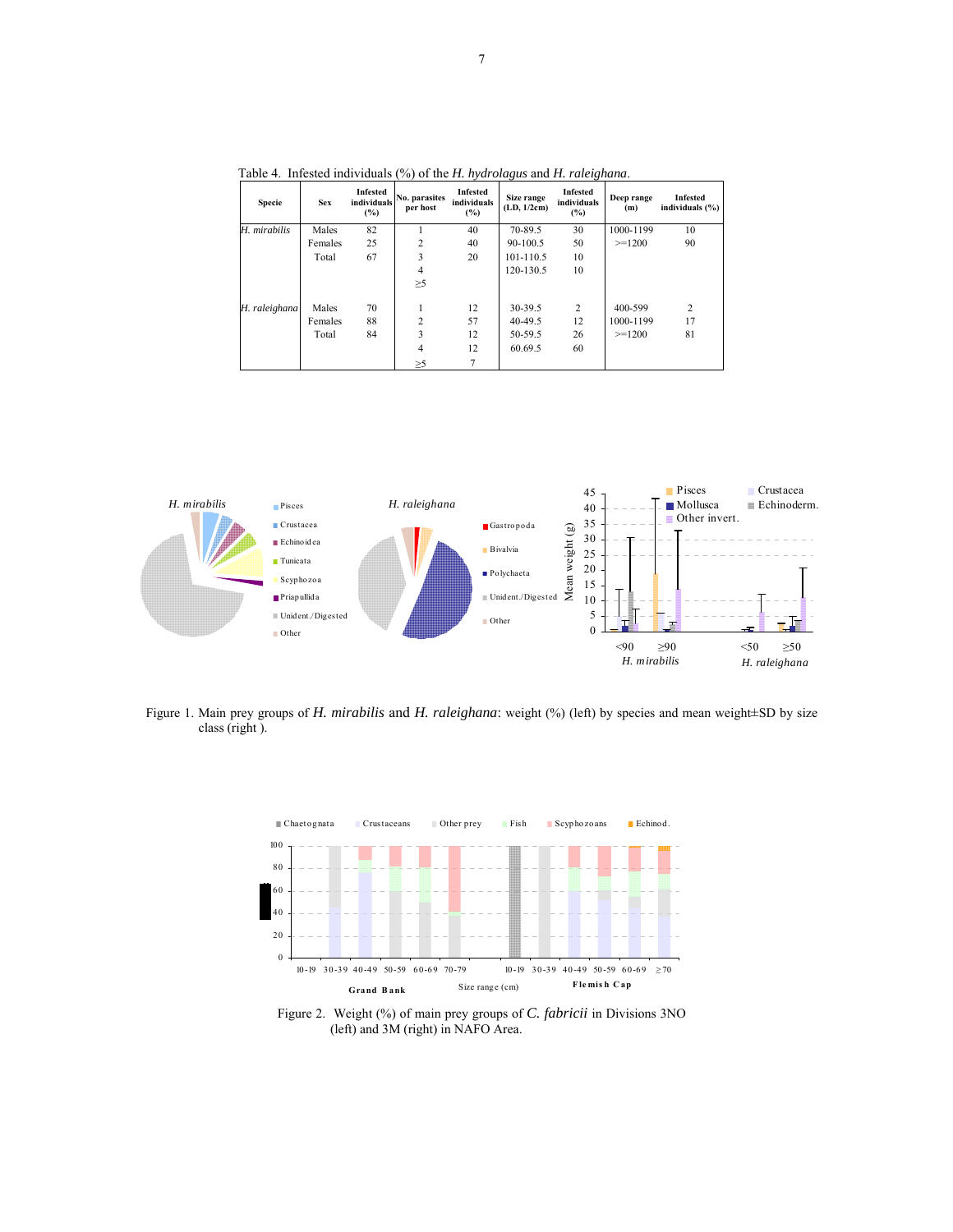Table 4. Infested individuals (%) of the *H. hydrolagus* and *H. raleighana*.

| Specie | Sex | Infested individuals (%) | No. parasites per host | Infested individuals (%) | Size range (LD, 1/2cm) | Infested individuals (%) | Deep range (m) | Infested individuals (%) |
|---|---|---|---|---|---|---|---|---|
| *H. mirabilis* | Males | 82 | 1 | 40 | 70-89.5 | 30 | 1000-1199 | 10 |
| | Females | 25 | 2 | 40 | 90-100.5 | 50 | >=1200 | 90 |
| | Total | 67 | 3 | 20 | 101-110.5 | 10 | | |
| | | | 4 | | 120-130.5 | 10 | | |
| | | | ≥5 | | | | | |
| *H. raleighana* | Males | 70 | 1 | 12 | 30-39.5 | 2 | 400-599 | 2 |
| | Females | 88 | 2 | 57 | 40-49.5 | 12 | 1000-1199 | 17 |
| | Total | 84 | 3 | 12 | 50-59.5 | 26 | >=1200 | 81 |
| | | | 4 | 12 | 60.69.5 | 60 | | |
| | | | ≥5 | 7 | | | | |

Figure 1. Main prey groups of *H. mirabilis* and *H. raleighana*: weight (%) (left) by species and mean weight±SD by size class (right ).

Figure 2. Weight (%) of main prey groups of *C. fabricii* in Divisions 3NO (left) and 3M (right) in NAFO Area.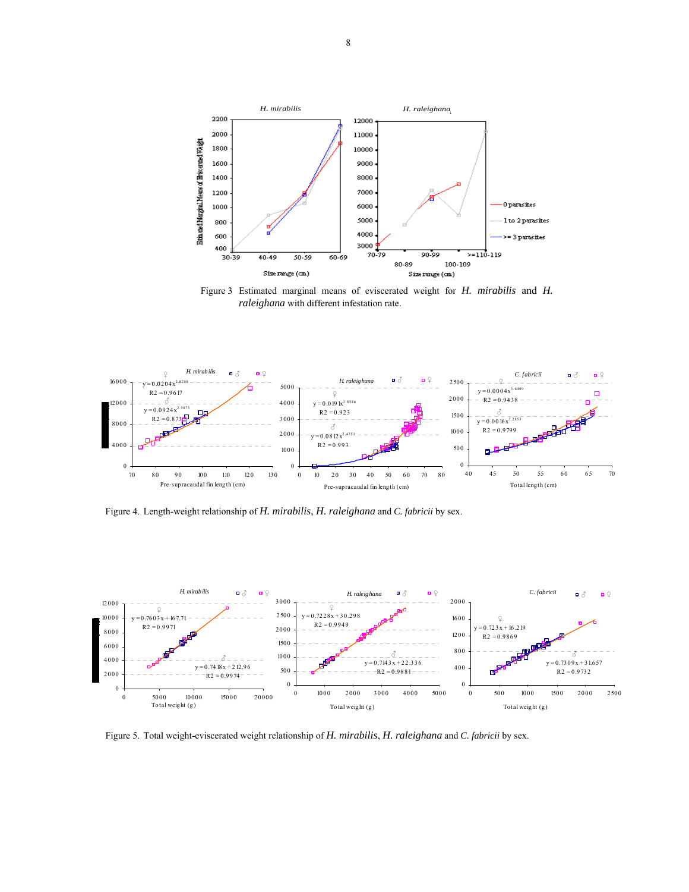Figure 3 Estimated marginal means of eviscerated weight for *H. mirabilis* and *H. raleighana* with different infestation rate.

Figure 4. Length-weight relationship of *H. mirabilis*, *H. raleighana* and *C. fabricii* by sex.

Figure 5. Total weight-eviscerated weight relationship of *H. mirabilis*, *H. raleighana* and *C. fabricii* by sex.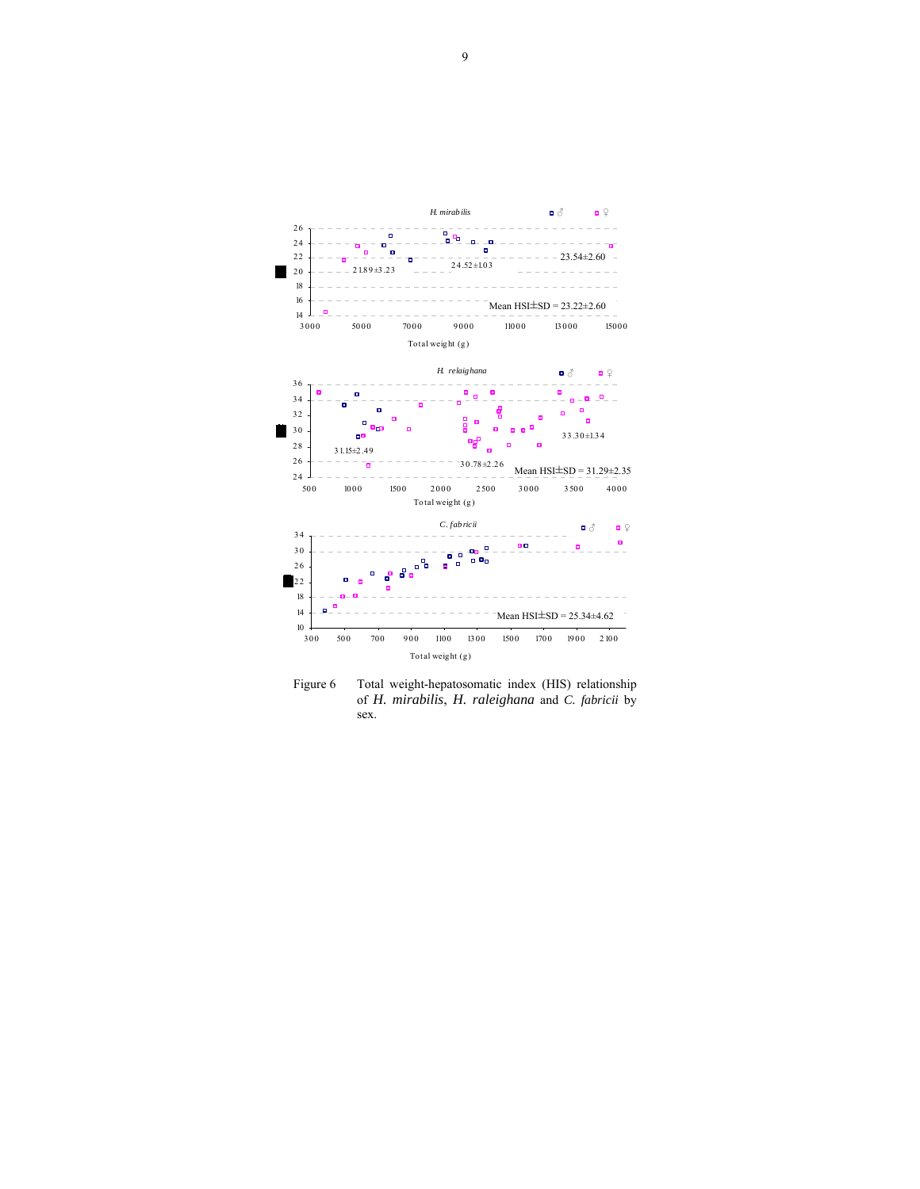*H. mirabilis*

♂ ♀

26
24
22
20
18
16
14

21.89±3.23

24.52±1.03

23.54±2.60

Mean HSI±SD = 23.22±2.60

3000 5000 7000 9000 11000 13000 15000

Total weight (g)

*H. relaighana*

♂ ♀

36
34
32
30
28
26
24

31.15±2.49

30.78±2.26

33.30±1.34

Mean HSI±SD = 31.29±2.35

500 1000 1500 2000 2500 3000 3500 4000

Total weight (g)

*C. fabricii*

♂ ♀

34
30
26
22
18
14
10

Mean HSI±SD = 25.34±4.62

300 500 700 900 1100 1300 1500 1700 1900 2100

Total weight (g)

Figure 6 Total weight-hepatosomatic index (HIS) relationship of *H. mirabilis*, *H. raleighana* and *C. fabricii* by sex.